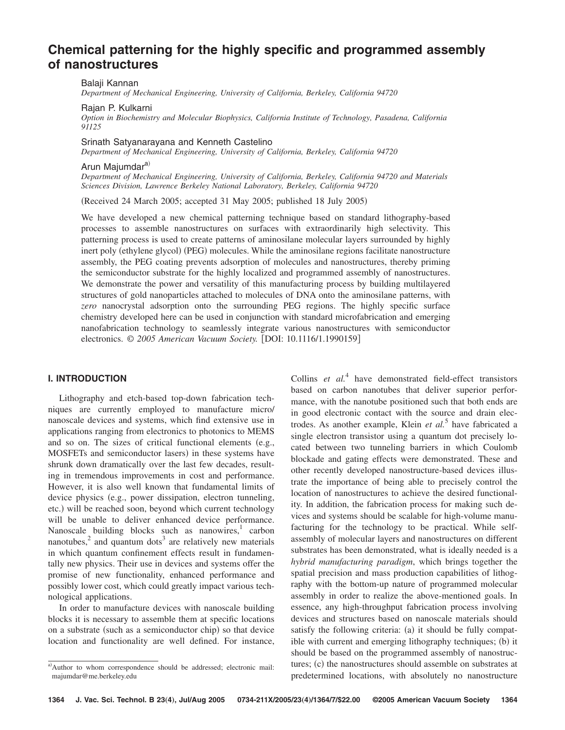# Chemical patterning for the highly specific and programmed assembly of nanostructures

Balaji Kannan
*Department of Mechanical Engineering, University of California, Berkeley, California 94720*

Rajan P. Kulkarni
*Option in Biochemistry and Molecular Biophysics, California Institute of Technology, Pasadena, California 91125*

Srinath Satyanarayana and Kenneth Castelino
*Department of Mechanical Engineering, University of California, Berkeley, California 94720*

Arun Majumdar[a]
*Department of Mechanical Engineering, University of California, Berkeley, California 94720 and Materials Sciences Division, Lawrence Berkeley National Laboratory, Berkeley, California 94720*

(Received 24 March 2005; accepted 31 May 2005; published 18 July 2005)

We have developed a new chemical patterning technique based on standard lithography-based processes to assemble nanostructures on surfaces with extraordinarily high selectivity. This patterning process is used to create patterns of aminosilane molecular layers surrounded by highly inert poly (ethylene glycol) (PEG) molecules. While the aminosilane regions facilitate nanostructure assembly, the PEG coating prevents adsorption of molecules and nanostructures, thereby priming the semiconductor substrate for the highly localized and programmed assembly of nanostructures. We demonstrate the power and versatility of this manufacturing process by building multilayered structures of gold nanoparticles attached to molecules of DNA onto the aminosilane patterns, with *zero* nanocrystal adsorption onto the surrounding PEG regions. The highly specific surface chemistry developed here can be used in conjunction with standard microfabrication and emerging nanofabrication technology to seamlessly integrate various nanostructures with semiconductor electronics. © *2005 American Vacuum Society.* [DOI: 10.1116/1.1990159]

## I. INTRODUCTION

Lithography and etch-based top-down fabrication techniques are currently employed to manufacture micro/nanoscale devices and systems, which find extensive use in applications ranging from electronics to photonics to MEMS and so on. The sizes of critical functional elements (e.g., MOSFETs and semiconductor lasers) in these systems have shrunk down dramatically over the last few decades, resulting in tremendous improvements in cost and performance. However, it is also well known that fundamental limits of device physics (e.g., power dissipation, electron tunneling, etc.) will be reached soon, beyond which current technology will be unable to deliver enhanced device performance. Nanoscale building blocks such as nanowires,[1] carbon nanotubes,[2] and quantum dots[3] are relatively new materials in which quantum confinement effects result in fundamentally new physics. Their use in devices and systems offer the promise of new functionality, enhanced performance and possibly lower cost, which could greatly impact various technological applications.

In order to manufacture devices with nanoscale building blocks it is necessary to assemble them at specific locations on a substrate (such as a semiconductor chip) so that device location and functionality are well defined. For instance, Collins *et al.*[4] have demonstrated field-effect transistors based on carbon nanotubes that deliver superior performance, with the nanotube positioned such that both ends are in good electronic contact with the source and drain electrodes. As another example, Klein *et al.*[5] have fabricated a single electron transistor using a quantum dot precisely located between two tunneling barriers in which Coulomb blockade and gating effects were demonstrated. These and other recently developed nanostructure-based devices illustrate the importance of being able to precisely control the location of nanostructures to achieve the desired functionality. In addition, the fabrication process for making such devices and systems should be scalable for high-volume manufacturing for the technology to be practical. While self-assembly of molecular layers and nanostructures on different substrates has been demonstrated, what is ideally needed is a *hybrid manufacturing paradigm*, which brings together the spatial precision and mass production capabilities of lithography with the bottom-up nature of programmed molecular assembly in order to realize the above-mentioned goals. In essence, any high-throughput fabrication process involving devices and structures based on nanoscale materials should satisfy the following criteria: (a) it should be fully compatible with current and emerging lithography techniques; (b) it should be based on the programmed assembly of nanostructures; (c) the nanostructures should assemble on substrates at predetermined locations, with absolutely no nanostructure

[a]Author to whom correspondence should be addressed; electronic mail: majumdar@me.berkeley.edu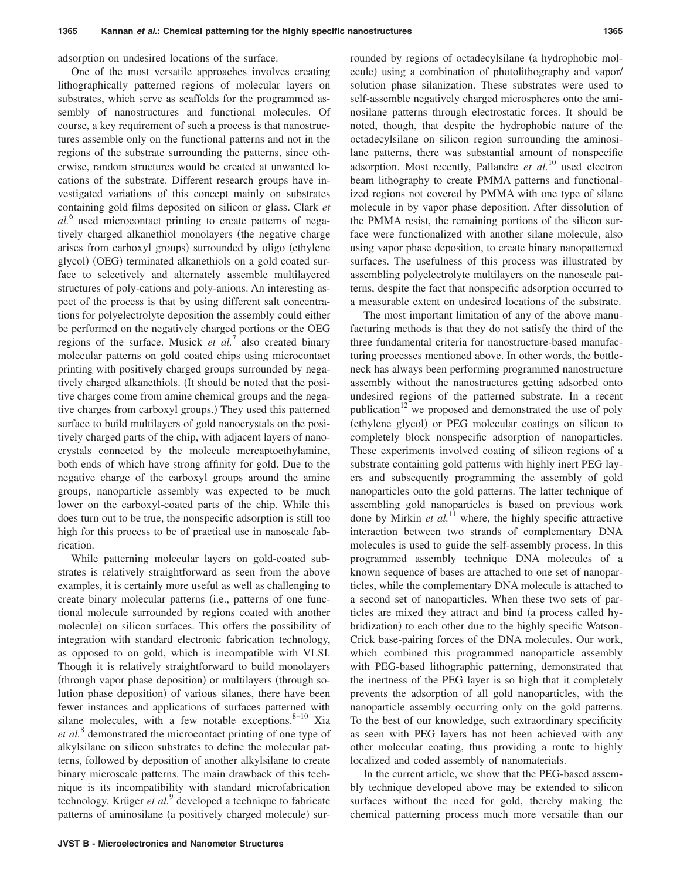adsorption on undesired locations of the surface.

One of the most versatile approaches involves creating lithographically patterned regions of molecular layers on substrates, which serve as scaffolds for the programmed assembly of nanostructures and functional molecules. Of course, a key requirement of such a process is that nanostructures assemble only on the functional patterns and not in the regions of the substrate surrounding the patterns, since otherwise, random structures would be created at unwanted locations of the substrate. Different research groups have investigated variations of this concept mainly on substrates containing gold films deposited on silicon or glass. Clark *et al.*[6] used microcontact printing to create patterns of negatively charged alkanethiol monolayers (the negative charge arises from carboxyl groups) surrounded by oligo (ethylene glycol) (OEG) terminated alkanethiols on a gold coated surface to selectively and alternately assemble multilayered structures of poly-cations and poly-anions. An interesting aspect of the process is that by using different salt concentrations for polyelectrolyte deposition the assembly could either be performed on the negatively charged portions or the OEG regions of the surface. Musick *et al.*[7] also created binary molecular patterns on gold coated chips using microcontact printing with positively charged groups surrounded by negatively charged alkanethiols. (It should be noted that the positive charges come from amine chemical groups and the negative charges from carboxyl groups.) They used this patterned surface to build multilayers of gold nanocrystals on the positively charged parts of the chip, with adjacent layers of nanocrystals connected by the molecule mercaptoethylamine, both ends of which have strong affinity for gold. Due to the negative charge of the carboxyl groups around the amine groups, nanoparticle assembly was expected to be much lower on the carboxyl-coated parts of the chip. While this does turn out to be true, the nonspecific adsorption is still too high for this process to be of practical use in nanoscale fabrication.

While patterning molecular layers on gold-coated substrates is relatively straightforward as seen from the above examples, it is certainly more useful as well as challenging to create binary molecular patterns (i.e., patterns of one functional molecule surrounded by regions coated with another molecule) on silicon surfaces. This offers the possibility of integration with standard electronic fabrication technology, as opposed to on gold, which is incompatible with VLSI. Though it is relatively straightforward to build monolayers (through vapor phase deposition) or multilayers (through solution phase deposition) of various silanes, there have been fewer instances and applications of surfaces patterned with silane molecules, with a few notable exceptions.[8–10] Xia *et al.*[8] demonstrated the microcontact printing of one type of alkylsilane on silicon substrates to define the molecular patterns, followed by deposition of another alkylsilane to create binary microscale patterns. The main drawback of this technique is its incompatibility with standard microfabrication technology. Krüger *et al.*[9] developed a technique to fabricate patterns of aminosilane (a positively charged molecule) surrounded by regions of octadecylsilane (a hydrophobic molecule) using a combination of photolithography and vapor/solution phase silanization. These substrates were used to self-assemble negatively charged microspheres onto the aminosilane patterns through electrostatic forces. It should be noted, though, that despite the hydrophobic nature of the octadecylsilane on silicon region surrounding the aminosilane patterns, there was substantial amount of nonspecific adsorption. Most recently, Pallandre *et al.*[10] used electron beam lithography to create PMMA patterns and functionalized regions not covered by PMMA with one type of silane molecule in by vapor phase deposition. After dissolution of the PMMA resist, the remaining portions of the silicon surface were functionalized with another silane molecule, also using vapor phase deposition, to create binary nanopatterned surfaces. The usefulness of this process was illustrated by assembling polyelectrolyte multilayers on the nanoscale patterns, despite the fact that nonspecific adsorption occurred to a measurable extent on undesired locations of the substrate.

The most important limitation of any of the above manufacturing methods is that they do not satisfy the third of the three fundamental criteria for nanostructure-based manufacturing processes mentioned above. In other words, the bottleneck has always been performing programmed nanostructure assembly without the nanostructures getting adsorbed onto undesired regions of the patterned substrate. In a recent publication[12] we proposed and demonstrated the use of poly (ethylene glycol) or PEG molecular coatings on silicon to completely block nonspecific adsorption of nanoparticles. These experiments involved coating of silicon regions of a substrate containing gold patterns with highly inert PEG layers and subsequently programming the assembly of gold nanoparticles onto the gold patterns. The latter technique of assembling gold nanoparticles is based on previous work done by Mirkin *et al.*[11] where, the highly specific attractive interaction between two strands of complementary DNA molecules is used to guide the self-assembly process. In this programmed assembly technique DNA molecules of a known sequence of bases are attached to one set of nanoparticles, while the complementary DNA molecule is attached to a second set of nanoparticles. When these two sets of particles are mixed they attract and bind (a process called hybridization) to each other due to the highly specific Watson-Crick base-pairing forces of the DNA molecules. Our work, which combined this programmed nanoparticle assembly with PEG-based lithographic patterning, demonstrated that the inertness of the PEG layer is so high that it completely prevents the adsorption of all gold nanoparticles, with the nanoparticle assembly occurring only on the gold patterns. To the best of our knowledge, such extraordinary specificity as seen with PEG layers has not been achieved with any other molecular coating, thus providing a route to highly localized and coded assembly of nanomaterials.

In the current article, we show that the PEG-based assembly technique developed above may be extended to silicon surfaces without the need for gold, thereby making the chemical patterning process much more versatile than our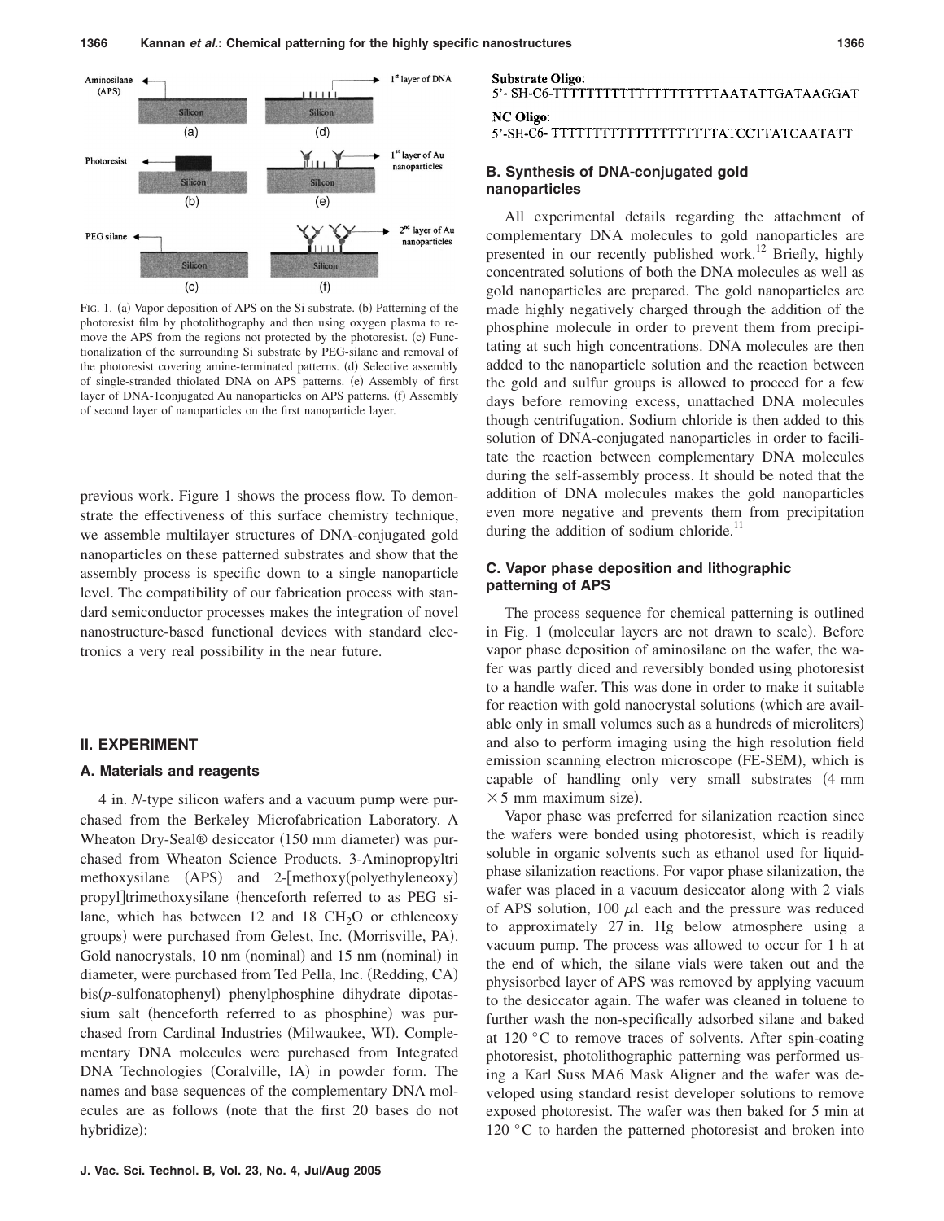FIG. 1. (a) Vapor deposition of APS on the Si substrate. (b) Patterning of the photoresist film by photolithography and then using oxygen plasma to remove the APS from the regions not protected by the photoresist. (c) Functionalization of the surrounding Si substrate by PEG-silane and removal of the photoresist covering amine-terminated patterns. (d) Selective assembly of single-stranded thiolated DNA on APS patterns. (e) Assembly of first layer of DNA-1conjugated Au nanoparticles on APS patterns. (f) Assembly of second layer of nanoparticles on the first nanoparticle layer.

previous work. Figure 1 shows the process flow. To demonstrate the effectiveness of this surface chemistry technique, we assemble multilayer structures of DNA-conjugated gold nanoparticles on these patterned substrates and show that the assembly process is specific down to a single nanoparticle level. The compatibility of our fabrication process with standard semiconductor processes makes the integration of novel nanostructure-based functional devices with standard electronics a very real possibility in the near future.

## II. EXPERIMENT

### A. Materials and reagents

4 in. *N*-type silicon wafers and a vacuum pump were purchased from the Berkeley Microfabrication Laboratory. A Wheaton Dry-Seal® desiccator (150 mm diameter) was purchased from Wheaton Science Products. 3-Aminopropyltri methoxysilane (APS) and 2-[methoxy(polyethyleneoxy) propyl]trimethoxysilane (henceforth referred to as PEG silane, which has between 12 and 18 $CH_2O$ or ethleneoxy groups) were purchased from Gelest, Inc. (Morrisville, PA). Gold nanocrystals, 10 nm (nominal) and 15 nm (nominal) in diameter, were purchased from Ted Pella, Inc. (Redding, CA) bis(*p*-sulfonatophenyl) phenylphosphine dihydrate dipotassium salt (henceforth referred to as phosphine) was purchased from Cardinal Industries (Milwaukee, WI). Complementary DNA molecules were purchased from Integrated DNA Technologies (Coralville, IA) in powder form. The names and base sequences of the complementary DNA molecules are as follows (note that the first 20 bases do not hybridize):

**Substrate Oligo**:
5'- SH-C6-TTTTTTTTTTTTTTTTTTTTAATATTGATAAGGAT

**NC Oligo**:
5'-SH-C6- TTTTTTTTTTTTTTTTTTTTATCCTTATCAATATT

### B. Synthesis of DNA-conjugated gold nanoparticles

All experimental details regarding the attachment of complementary DNA molecules to gold nanoparticles are presented in our recently published work.[12] Briefly, highly concentrated solutions of both the DNA molecules as well as gold nanoparticles are prepared. The gold nanoparticles are made highly negatively charged through the addition of the phosphine molecule in order to prevent them from precipitating at such high concentrations. DNA molecules are then added to the nanoparticle solution and the reaction between the gold and sulfur groups is allowed to proceed for a few days before removing excess, unattached DNA molecules though centrifugation. Sodium chloride is then added to this solution of DNA-conjugated nanoparticles in order to facilitate the reaction between complementary DNA molecules during the self-assembly process. It should be noted that the addition of DNA molecules makes the gold nanoparticles even more negative and prevents them from precipitation during the addition of sodium chloride.[11]

### C. Vapor phase deposition and lithographic patterning of APS

The process sequence for chemical patterning is outlined in Fig. 1 (molecular layers are not drawn to scale). Before vapor phase deposition of aminosilane on the wafer, the wafer was partly diced and reversibly bonded using photoresist to a handle wafer. This was done in order to make it suitable for reaction with gold nanocrystal solutions (which are available only in small volumes such as a hundreds of microliters) and also to perform imaging using the high resolution field emission scanning electron microscope (FE-SEM), which is capable of handling only very small substrates (4 mm $\times 5$ mm maximum size).

Vapor phase was preferred for silanization reaction since the wafers were bonded using photoresist, which is readily soluble in organic solvents such as ethanol used for liquid-phase silanization reactions. For vapor phase silanization, the wafer was placed in a vacuum desiccator along with 2 vials of APS solution, 100 $\mu$l each and the pressure was reduced to approximately 27 in. Hg below atmosphere using a vacuum pump. The process was allowed to occur for 1 h at the end of which, the silane vials were taken out and the physisorbed layer of APS was removed by applying vacuum to the desiccator again. The wafer was cleaned in toluene to further wash the non-specifically adsorbed silane and baked at 120 °C to remove traces of solvents. After spin-coating photoresist, photolithographic patterning was performed using a Karl Suss MA6 Mask Aligner and the wafer was developed using standard resist developer solutions to remove exposed photoresist. The wafer was then baked for 5 min at 120 °C to harden the patterned photoresist and broken into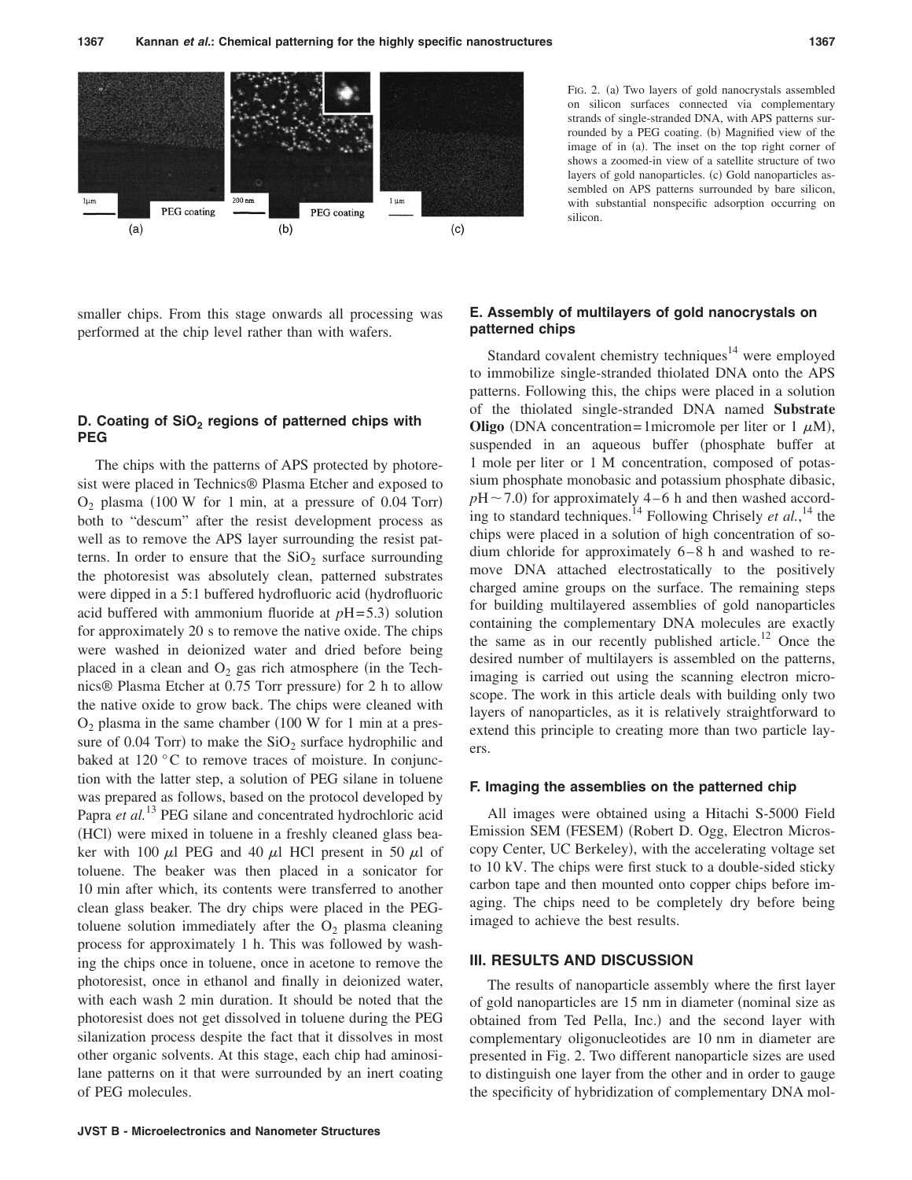FIG. 2. (a) Two layers of gold nanocrystals assembled on silicon surfaces connected via complementary strands of single-stranded DNA, with APS patterns surrounded by a PEG coating. (b) Magnified view of the image of in (a). The inset on the top right corner of shows a zoomed-in view of a satellite structure of two layers of gold nanoparticles. (c) Gold nanoparticles assembled on APS patterns surrounded by bare silicon, with substantial nonspecific adsorption occurring on silicon.

smaller chips. From this stage onwards all processing was performed at the chip level rather than with wafers.

### D. Coating of $SiO_2$ regions of patterned chips with PEG

The chips with the patterns of APS protected by photoresist were placed in Technics® Plasma Etcher and exposed to $O_2$ plasma (100 W for 1 min, at a pressure of 0.04 Torr) both to "descum" after the resist development process as well as to remove the APS layer surrounding the resist patterns. In order to ensure that the $SiO_2$ surface surrounding the photoresist was absolutely clean, patterned substrates were dipped in a 5:1 buffered hydrofluoric acid (hydrofluoric acid buffered with ammonium fluoride at $p$H=5.3) solution for approximately 20 s to remove the native oxide. The chips were washed in deionized water and dried before being placed in a clean and $O_2$ gas rich atmosphere (in the Technics® Plasma Etcher at 0.75 Torr pressure) for 2 h to allow the native oxide to grow back. The chips were cleaned with $O_2$ plasma in the same chamber (100 W for 1 min at a pressure of 0.04 Torr) to make the $SiO_2$ surface hydrophilic and baked at 120 °C to remove traces of moisture. In conjunction with the latter step, a solution of PEG silane in toluene was prepared as follows, based on the protocol developed by Papra *et al.*[13] PEG silane and concentrated hydrochloric acid (HCl) were mixed in toluene in a freshly cleaned glass beaker with 100 $\mu$l PEG and 40 $\mu$l HCl present in 50 $\mu$l of toluene. The beaker was then placed in a sonicator for 10 min after which, its contents were transferred to another clean glass beaker. The dry chips were placed in the PEG-toluene solution immediately after the $O_2$ plasma cleaning process for approximately 1 h. This was followed by washing the chips once in toluene, once in acetone to remove the photoresist, once in ethanol and finally in deionized water, with each wash 2 min duration. It should be noted that the photoresist does not get dissolved in toluene during the PEG silanization process despite the fact that it dissolves in most other organic solvents. At this stage, each chip had aminosilane patterns on it that were surrounded by an inert coating of PEG molecules.

### E. Assembly of multilayers of gold nanocrystals on patterned chips

Standard covalent chemistry techniques[14] were employed to immobilize single-stranded thiolated DNA onto the APS patterns. Following this, the chips were placed in a solution of the thiolated single-stranded DNA named **Substrate Oligo** (DNA concentration=1micromole per liter or 1 $\mu$M), suspended in an aqueous buffer (phosphate buffer at 1 mole per liter or 1 M concentration, composed of potassium phosphate monobasic and potassium phosphate dibasic, $p$H ~ 7.0) for approximately 4–6 h and then washed according to standard techniques.[14] Following Chrisely *et al.*,[14] the chips were placed in a solution of high concentration of sodium chloride for approximately 6–8 h and washed to remove DNA attached electrostatically to the positively charged amine groups on the surface. The remaining steps for building multilayered assemblies of gold nanoparticles containing the complementary DNA molecules are exactly the same as in our recently published article.[12] Once the desired number of multilayers is assembled on the patterns, imaging is carried out using the scanning electron microscope. The work in this article deals with building only two layers of nanoparticles, as it is relatively straightforward to extend this principle to creating more than two particle layers.

### F. Imaging the assemblies on the patterned chip

All images were obtained using a Hitachi S-5000 Field Emission SEM (FESEM) (Robert D. Ogg, Electron Microscopy Center, UC Berkeley), with the accelerating voltage set to 10 kV. The chips were first stuck to a double-sided sticky carbon tape and then mounted onto copper chips before imaging. The chips need to be completely dry before being imaged to achieve the best results.

## III. RESULTS AND DISCUSSION

The results of nanoparticle assembly where the first layer of gold nanoparticles are 15 nm in diameter (nominal size as obtained from Ted Pella, Inc.) and the second layer with complementary oligonucleotides are 10 nm in diameter are presented in Fig. 2. Two different nanoparticle sizes are used to distinguish one layer from the other and in order to gauge the specificity of hybridization of complementary DNA mol-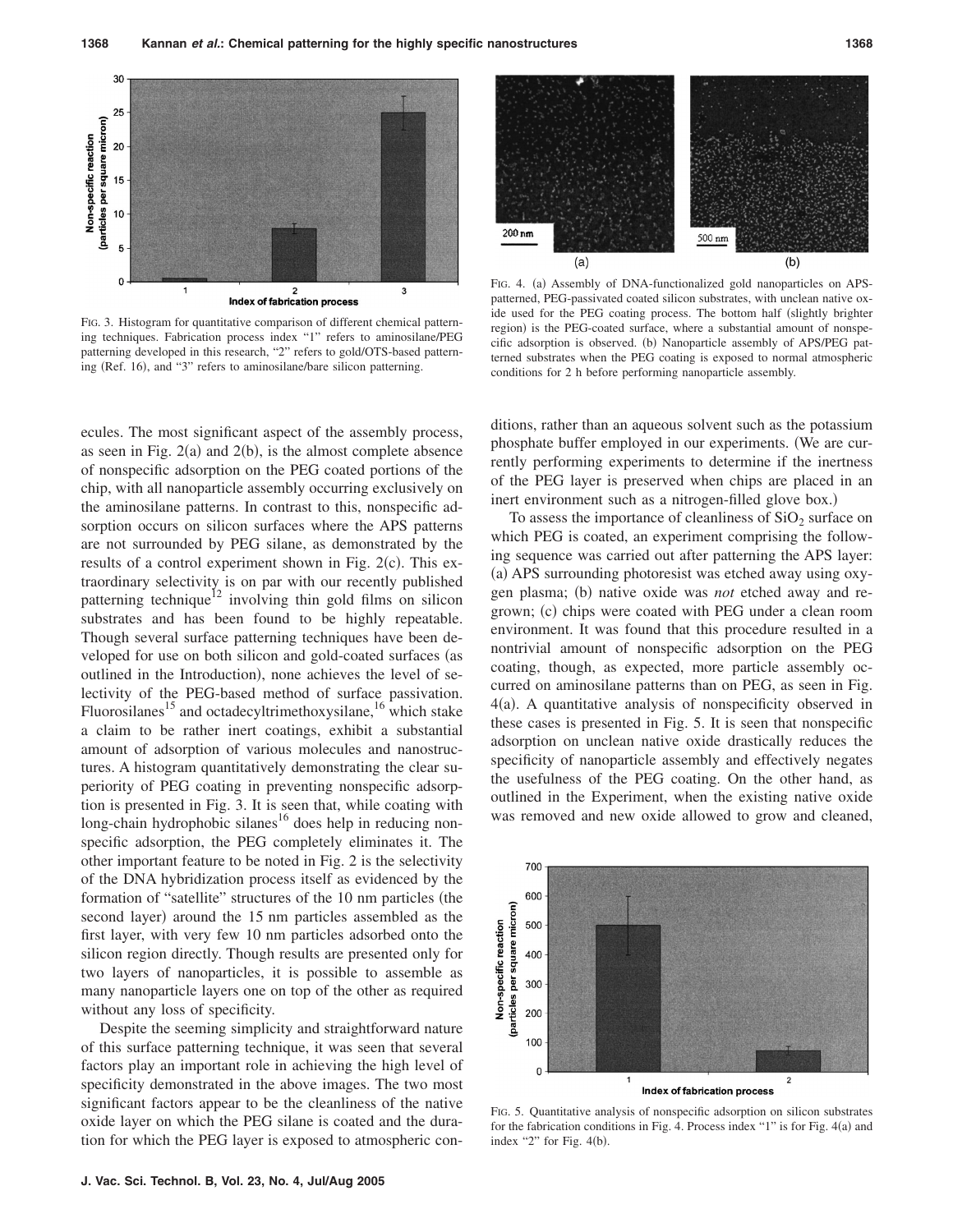FIG. 3. Histogram for quantitative comparison of different chemical patterning techniques. Fabrication process index "1" refers to aminosilane/PEG patterning developed in this research, "2" refers to gold/OTS-based patterning (Ref. 16), and "3" refers to aminosilane/bare silicon patterning.

FIG. 4. (a) Assembly of DNA-functionalized gold nanoparticles on APS-patterned, PEG-passivated coated silicon substrates, with unclean native oxide used for the PEG coating process. The bottom half (slightly brighter region) is the PEG-coated surface, where a substantial amount of nonspecific adsorption is observed. (b) Nanoparticle assembly of APS/PEG patterned substrates when the PEG coating is exposed to normal atmospheric conditions for 2 h before performing nanoparticle assembly.

ecules. The most significant aspect of the assembly process, as seen in Fig. 2(a) and 2(b), is the almost complete absence of nonspecific adsorption on the PEG coated portions of the chip, with all nanoparticle assembly occurring exclusively on the aminosilane patterns. In contrast to this, nonspecific adsorption occurs on silicon surfaces where the APS patterns are not surrounded by PEG silane, as demonstrated by the results of a control experiment shown in Fig. 2(c). This extraordinary selectivity is on par with our recently published patterning technique[12] involving thin gold films on silicon substrates and has been found to be highly repeatable. Though several surface patterning techniques have been developed for use on both silicon and gold-coated surfaces (as outlined in the Introduction), none achieves the level of selectivity of the PEG-based method of surface passivation. Fluorosilanes[15] and octadecyltrimethoxysilane,[16] which stake a claim to be rather inert coatings, exhibit a substantial amount of adsorption of various molecules and nanostructures. A histogram quantitatively demonstrating the clear superiority of PEG coating in preventing nonspecific adsorption is presented in Fig. 3. It is seen that, while coating with long-chain hydrophobic silanes[16] does help in reducing nonspecific adsorption, the PEG completely eliminates it. The other important feature to be noted in Fig. 2 is the selectivity of the DNA hybridization process itself as evidenced by the formation of "satellite" structures of the 10 nm particles (the second layer) around the 15 nm particles assembled as the first layer, with very few 10 nm particles adsorbed onto the silicon region directly. Though results are presented only for two layers of nanoparticles, it is possible to assemble as many nanoparticle layers one on top of the other as required without any loss of specificity.

Despite the seeming simplicity and straightforward nature of this surface patterning technique, it was seen that several factors play an important role in achieving the high level of specificity demonstrated in the above images. The two most significant factors appear to be the cleanliness of the native oxide layer on which the PEG silane is coated and the duration for which the PEG layer is exposed to atmospheric conditions, rather than an aqueous solvent such as the potassium phosphate buffer employed in our experiments. (We are currently performing experiments to determine if the inertness of the PEG layer is preserved when chips are placed in an inert environment such as a nitrogen-filled glove box.)

To assess the importance of cleanliness of $SiO_2$ surface on which PEG is coated, an experiment comprising the following sequence was carried out after patterning the APS layer: (a) APS surrounding photoresist was etched away using oxygen plasma; (b) native oxide was *not* etched away and regrown; (c) chips were coated with PEG under a clean room environment. It was found that this procedure resulted in a nontrivial amount of nonspecific adsorption on the PEG coating, though, as expected, more particle assembly occurred on aminosilane patterns than on PEG, as seen in Fig. 4(a). A quantitative analysis of nonspecificity observed in these cases is presented in Fig. 5. It is seen that nonspecific adsorption on unclean native oxide drastically reduces the specificity of nanoparticle assembly and effectively negates the usefulness of the PEG coating. On the other hand, as outlined in the Experiment, when the existing native oxide was removed and new oxide allowed to grow and cleaned,

FIG. 5. Quantitative analysis of nonspecific adsorption on silicon substrates for the fabrication conditions in Fig. 4. Process index "1" is for Fig. 4(a) and index "2" for Fig. 4(b).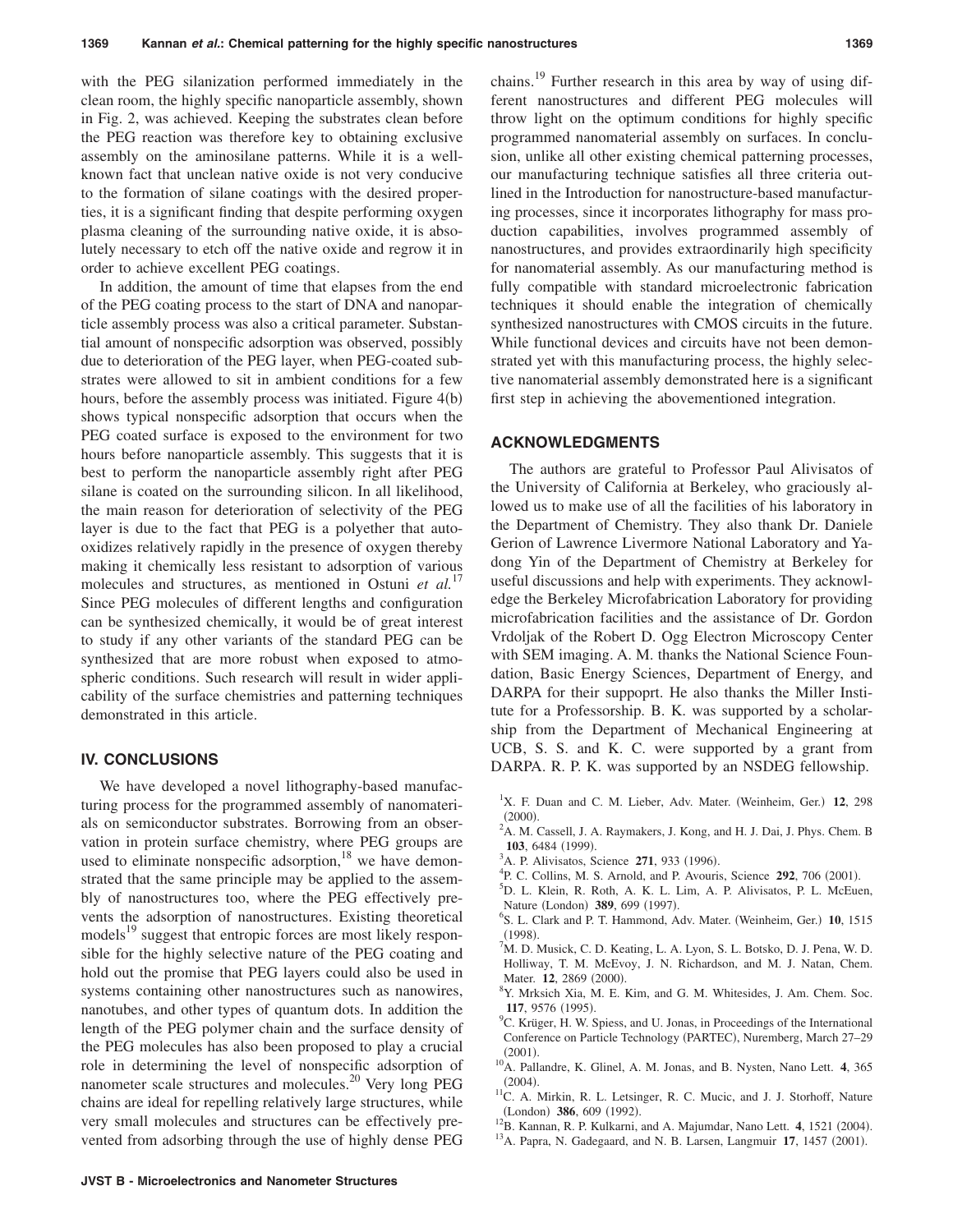with the PEG silanization performed immediately in the clean room, the highly specific nanoparticle assembly, shown in Fig. 2, was achieved. Keeping the substrates clean before the PEG reaction was therefore key to obtaining exclusive assembly on the aminosilane patterns. While it is a well-known fact that unclean native oxide is not very conducive to the formation of silane coatings with the desired properties, it is a significant finding that despite performing oxygen plasma cleaning of the surrounding native oxide, it is absolutely necessary to etch off the native oxide and regrow it in order to achieve excellent PEG coatings.

In addition, the amount of time that elapses from the end of the PEG coating process to the start of DNA and nanoparticle assembly process was also a critical parameter. Substantial amount of nonspecific adsorption was observed, possibly due to deterioration of the PEG layer, when PEG-coated substrates were allowed to sit in ambient conditions for a few hours, before the assembly process was initiated. Figure 4(b) shows typical nonspecific adsorption that occurs when the PEG coated surface is exposed to the environment for two hours before nanoparticle assembly. This suggests that it is best to perform the nanoparticle assembly right after PEG silane is coated on the surrounding silicon. In all likelihood, the main reason for deterioration of selectivity of the PEG layer is due to the fact that PEG is a polyether that autooxidizes relatively rapidly in the presence of oxygen thereby making it chemically less resistant to adsorption of various molecules and structures, as mentioned in Ostuni *et al.*[17] Since PEG molecules of different lengths and configuration can be synthesized chemically, it would be of great interest to study if any other variants of the standard PEG can be synthesized that are more robust when exposed to atmospheric conditions. Such research will result in wider applicability of the surface chemistries and patterning techniques demonstrated in this article.

## IV. CONCLUSIONS

We have developed a novel lithography-based manufacturing process for the programmed assembly of nanomaterials on semiconductor substrates. Borrowing from an observation in protein surface chemistry, where PEG groups are used to eliminate nonspecific adsorption,[18] we have demonstrated that the same principle may be applied to the assembly of nanostructures too, where the PEG effectively prevents the adsorption of nanostructures. Existing theoretical models[19] suggest that entropic forces are most likely responsible for the highly selective nature of the PEG coating and hold out the promise that PEG layers could also be used in systems containing other nanostructures such as nanowires, nanotubes, and other types of quantum dots. In addition the length of the PEG polymer chain and the surface density of the PEG molecules has also been proposed to play a crucial role in determining the level of nonspecific adsorption of nanometer scale structures and molecules.[20] Very long PEG chains are ideal for repelling relatively large structures, while very small molecules and structures can be effectively prevented from adsorbing through the use of highly dense PEG chains.[19] Further research in this area by way of using different nanostructures and different PEG molecules will throw light on the optimum conditions for highly specific programmed nanomaterial assembly on surfaces. In conclusion, unlike all other existing chemical patterning processes, our manufacturing technique satisfies all three criteria outlined in the Introduction for nanostructure-based manufacturing processes, since it incorporates lithography for mass production capabilities, involves programmed assembly of nanostructures, and provides extraordinarily high specificity for nanomaterial assembly. As our manufacturing method is fully compatible with standard microelectronic fabrication techniques it should enable the integration of chemically synthesized nanostructures with CMOS circuits in the future. While functional devices and circuits have not been demonstrated yet with this manufacturing process, the highly selective nanomaterial assembly demonstrated here is a significant first step in achieving the abovementioned integration.

## ACKNOWLEDGMENTS

The authors are grateful to Professor Paul Alivisatos of the University of California at Berkeley, who graciously allowed us to make use of all the facilities of his laboratory in the Department of Chemistry. They also thank Dr. Daniele Gerion of Lawrence Livermore National Laboratory and Yadong Yin of the Department of Chemistry at Berkeley for useful discussions and help with experiments. They acknowledge the Berkeley Microfabrication Laboratory for providing microfabrication facilities and the assistance of Dr. Gordon Vrdoljak of the Robert D. Ogg Electron Microscopy Center with SEM imaging. A. M. thanks the National Science Foundation, Basic Energy Sciences, Department of Energy, and DARPA for their suppoprt. He also thanks the Miller Institute for a Professorship. B. K. was supported by a scholarship from the Department of Mechanical Engineering at UCB, S. S. and K. C. were supported by a grant from DARPA. R. P. K. was supported by an NSDEG fellowship.

[1] X. F. Duan and C. M. Lieber, Adv. Mater. (Weinheim, Ger.) **12**, 298 (2000).
[2] A. M. Cassell, J. A. Raymakers, J. Kong, and H. J. Dai, J. Phys. Chem. B **103**, 6484 (1999).
[3] A. P. Alivisatos, Science **271**, 933 (1996).
[4] P. C. Collins, M. S. Arnold, and P. Avouris, Science **292**, 706 (2001).
[5] D. L. Klein, R. Roth, A. K. L. Lim, A. P. Alivisatos, P. L. McEuen, Nature (London) **389**, 699 (1997).
[6] S. L. Clark and P. T. Hammond, Adv. Mater. (Weinheim, Ger.) **10**, 1515 (1998).
[7] M. D. Musick, C. D. Keating, L. A. Lyon, S. L. Botsko, D. J. Pena, W. D. Holliway, T. M. McEvoy, J. N. Richardson, and M. J. Natan, Chem. Mater. **12**, 2869 (2000).
[8] Y. Mrksich Xia, M. E. Kim, and G. M. Whitesides, J. Am. Chem. Soc. **117**, 9576 (1995).
[9] C. Krüger, H. W. Spiess, and U. Jonas, in Proceedings of the International Conference on Particle Technology (PARTEC), Nuremberg, March 27–29 (2001).
[10] A. Pallandre, K. Glinel, A. M. Jonas, and B. Nysten, Nano Lett. **4**, 365 (2004).
[11] C. A. Mirkin, R. L. Letsinger, R. C. Mucic, and J. J. Storhoff, Nature (London) **386**, 609 (1992).
[12] B. Kannan, R. P. Kulkarni, and A. Majumdar, Nano Lett. **4**, 1521 (2004).
[13] A. Papra, N. Gadegaard, and N. B. Larsen, Langmuir **17**, 1457 (2001).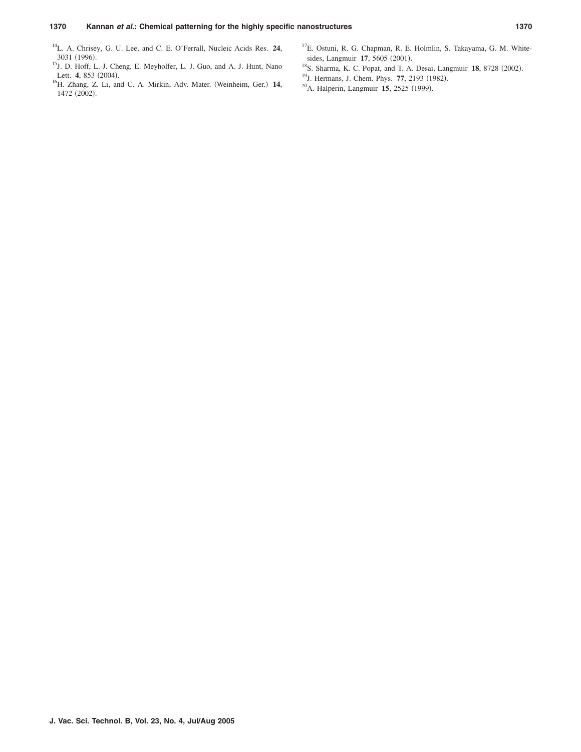[14] L. A. Chrisey, G. U. Lee, and C. E. O'Ferrall, Nucleic Acids Res. **24**, 3031 (1996).

[15] J. D. Hoff, L.-J. Cheng, E. Meyholfer, L. J. Guo, and A. J. Hunt, Nano Lett. **4**, 853 (2004).

[16] H. Zhang, Z. Li, and C. A. Mirkin, Adv. Mater. (Weinheim, Ger.) **14**, 1472 (2002).

[17] E. Ostuni, R. G. Chapman, R. E. Holmlin, S. Takayama, G. M. Whitesides, Langmuir **17**, 5605 (2001).

[18] S. Sharma, K. C. Popat, and T. A. Desai, Langmuir **18**, 8728 (2002).

[19] J. Hermans, J. Chem. Phys. **77**, 2193 (1982).

[20] A. Halperin, Langmuir **15**, 2525 (1999).